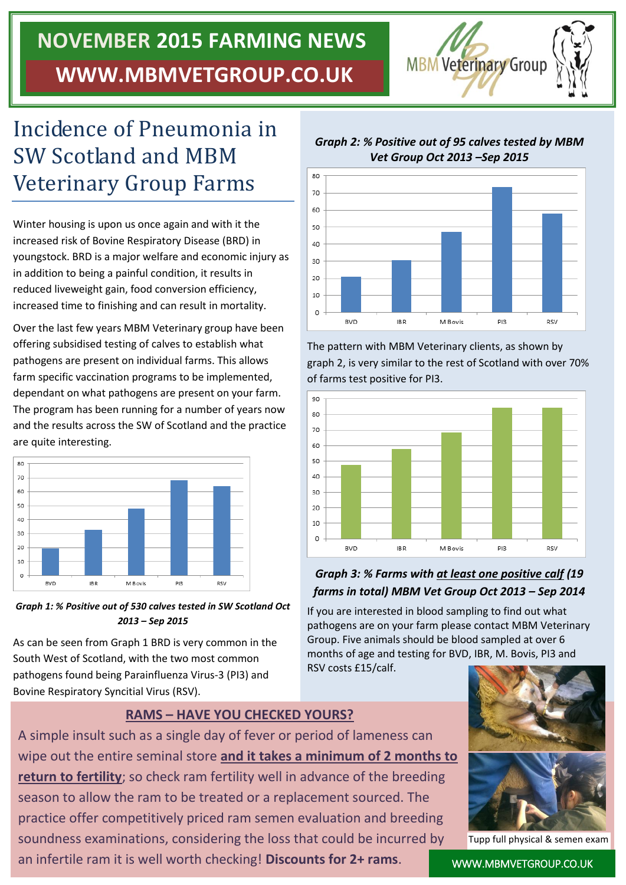# NOVEMBER 2015 FARMING NEWS

## WWW.MBMVETGROUP.CO.UK

MBM Veterinary Group

# Incidence of Pneumonia in SW Scotland and MBM Veterinary Group Farms

Winter housing is upon us once again and with it the increased risk of Bovine Respiratory Disease (BRD) in youngstock. BRD is a major welfare and economic injury as in addition to being a painful condition, it results in reduced liveweight gain, food conversion efficiency, increased time to finishing and can result in mortality.

Over the last few years MBM Veterinary group have been offering subsidised testing of calves to establish what pathogens are present on individual farms. This allows farm specific vaccination programs to be implemented, dependant on what pathogens are present on your farm. The program has been running for a number of years now and the results across the SW of Scotland and the practice are quite interesting.

***Graph 1: % Positive out of 530 calves tested in SW Scotland Oct 2013 – Sep 2015***

As can be seen from Graph 1 BRD is very common in the South West of Scotland, with the two most common pathogens found being Parainfluenza Virus-3 (PI3) and Bovine Respiratory Syncitial Virus (RSV).

***Graph 2: % Positive out of 95 calves tested by MBM Vet Group Oct 2013 –Sep 2015***

The pattern with MBM Veterinary clients, as shown by graph 2, is very similar to the rest of Scotland with over 70% of farms test positive for PI3.

***Graph 3: % Farms with <u>at least one positive calf</u> (19 farms in total) MBM Vet Group Oct 2013 – Sep 2014***

If you are interested in blood sampling to find out what pathogens are on your farm please contact MBM Veterinary Group. Five animals should be blood sampled at over 6 months of age and testing for BVD, IBR, M. Bovis, PI3 and RSV costs £15/calf.

## RAMS – HAVE YOU CHECKED YOURS?

A simple insult such as a single day of fever or period of lameness can wipe out the entire seminal store **and it takes a minimum of 2 months to return to fertility**; so check ram fertility well in advance of the breeding season to allow the ram to be treated or a replacement sourced. The practice offer competitively priced ram semen evaluation and breeding soundness examinations, considering the loss that could be incurred by an infertile ram it is well worth checking! **Discounts for 2+ rams**.

Tupp full physical & semen exam

WWW.MBMVETGROUP.CO.UK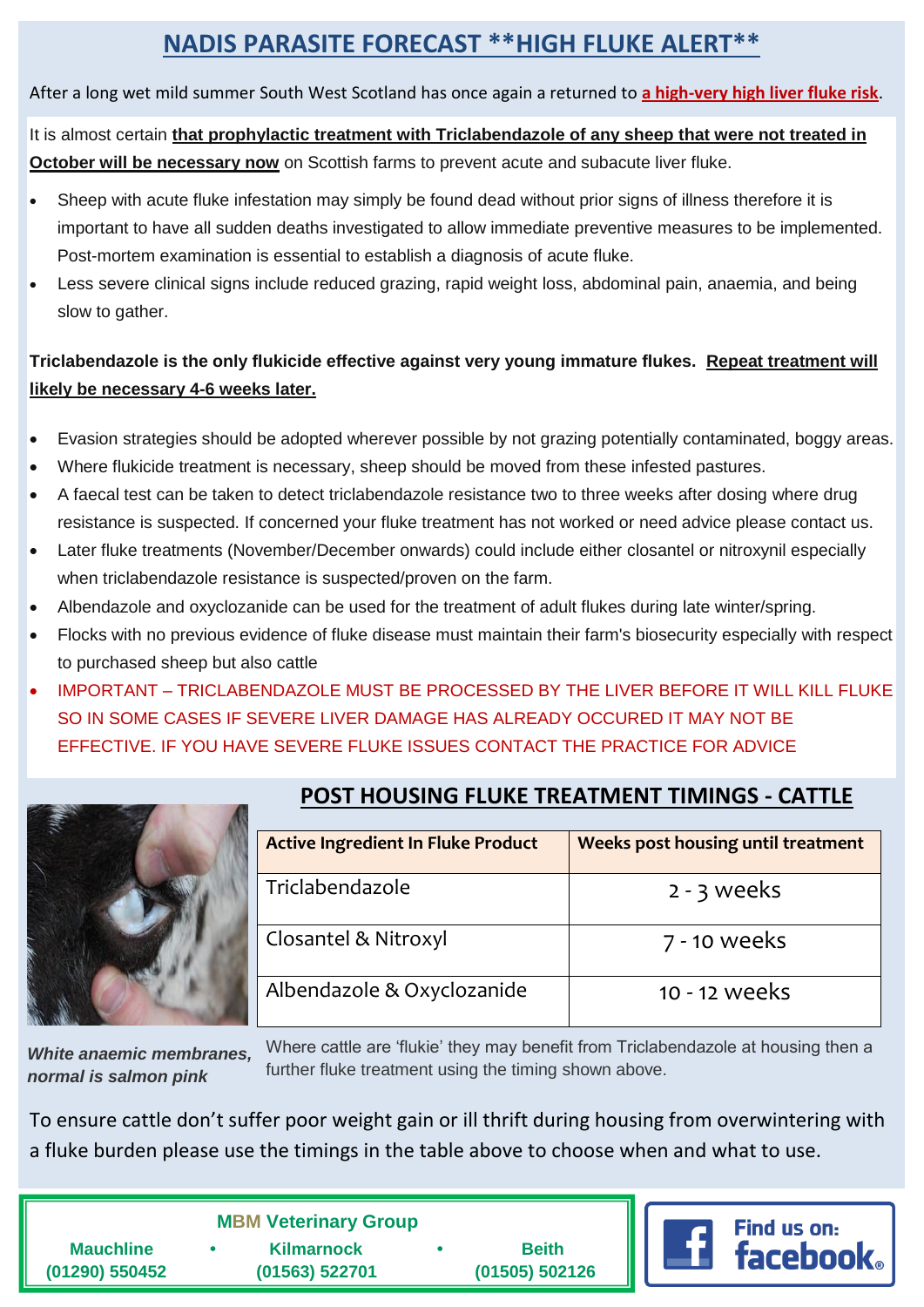# NADIS PARASITE FORECAST **HIGH FLUKE ALERT**

After a long wet mild summer South West Scotland has once again a returned to **a high-very high liver fluke risk**.

It is almost certain **that prophylactic treatment with Triclabendazole of any sheep that were not treated in October will be necessary now** on Scottish farms to prevent acute and subacute liver fluke.

- Sheep with acute fluke infestation may simply be found dead without prior signs of illness therefore it is important to have all sudden deaths investigated to allow immediate preventive measures to be implemented. Post-mortem examination is essential to establish a diagnosis of acute fluke.
- Less severe clinical signs include reduced grazing, rapid weight loss, abdominal pain, anaemia, and being slow to gather.

**Triclabendazole is the only flukicide effective against very young immature flukes. Repeat treatment will likely be necessary 4-6 weeks later.**

- Evasion strategies should be adopted wherever possible by not grazing potentially contaminated, boggy areas.
- Where flukicide treatment is necessary, sheep should be moved from these infested pastures.
- A faecal test can be taken to detect triclabendazole resistance two to three weeks after dosing where drug resistance is suspected. If concerned your fluke treatment has not worked or need advice please contact us.
- Later fluke treatments (November/December onwards) could include either closantel or nitroxynil especially when triclabendazole resistance is suspected/proven on the farm.
- Albendazole and oxyclozanide can be used for the treatment of adult flukes during late winter/spring.
- Flocks with no previous evidence of fluke disease must maintain their farm's biosecurity especially with respect to purchased sheep but also cattle
- IMPORTANT – TRICLABENDAZOLE MUST BE PROCESSED BY THE LIVER BEFORE IT WILL KILL FLUKE SO IN SOME CASES IF SEVERE LIVER DAMAGE HAS ALREADY OCCURED IT MAY NOT BE EFFECTIVE. IF YOU HAVE SEVERE FLUKE ISSUES CONTACT THE PRACTICE FOR ADVICE

*White anaemic membranes, normal is salmon pink*

## POST HOUSING FLUKE TREATMENT TIMINGS - CATTLE

| Active Ingredient In Fluke Product | Weeks post housing until treatment |
|---|---|
| Triclabendazole | 2 - 3 weeks |
| Closantel & Nitroxyl | 7 - 10 weeks |
| Albendazole & Oxyclozanide | 10 - 12 weeks |

Where cattle are 'flukie' they may benefit from Triclabendazole at housing then a further fluke treatment using the timing shown above.

To ensure cattle don't suffer poor weight gain or ill thrift during housing from overwintering with a fluke burden please use the timings in the table above to choose when and what to use.

**MBM Veterinary Group**

**Mauchline** (01290) 550452 • **Kilmarnock** (01563) 522701 • **Beith** (01505) 502126

Find us on: facebook